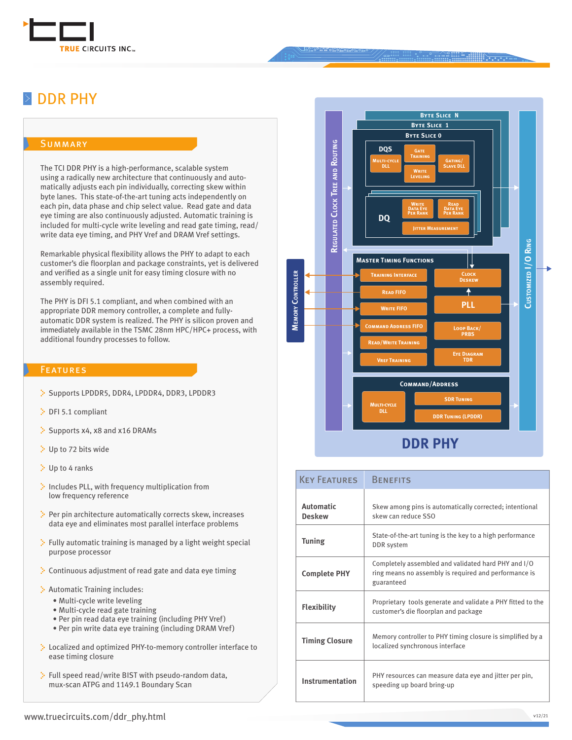# DDR PHY

## Summary

The TCI DDR PHY is a high-performance, scalable system using a radically new architecture that continuously and automatically adjusts each pin individually, correcting skew within byte lanes. This state-of-the-art tuning acts independently on each pin, data phase and chip select value. Read gate and data eye timing are also continuously adjusted. Automatic training is included for multi-cycle write leveling and read gate timing, read/write data eye timing, and PHY Vref and DRAM Vref settings.

Remarkable physical flexibility allows the PHY to adapt to each customer's die floorplan and package constraints, yet is delivered and verified as a single unit for easy timing closure with no assembly required.

The PHY is DFI 5.1 compliant, and when combined with an appropriate DDR memory controller, a complete and fully-automatic DDR system is realized. The PHY is silicon proven and immediately available in the TSMC 28nm HPC/HPC+ process, with additional foundry processes to follow.

## Features

- Supports LPDDR5, DDR4, LPDDR4, DDR3, LPDDR3
- DFI 5.1 compliant
- Supports x4, x8 and x16 DRAMs
- Up to 72 bits wide
- Up to 4 ranks
- Includes PLL, with frequency multiplication from low frequency reference
- Per pin architecture automatically corrects skew, increases data eye and eliminates most parallel interface problems
- Fully automatic training is managed by a light weight special purpose processor
- Continuous adjustment of read gate and data eye timing
- Automatic Training includes:
  - Multi-cycle write leveling
  - Multi-cycle read gate training
  - Per pin read data eye training (including PHY Vref)
  - Per pin write data eye training (including DRAM Vref)
- Localized and optimized PHY-to-memory controller interface to ease timing closure
- Full speed read/write BIST with pseudo-random data, mux-scan ATPG and 1149.1 Boundary Scan

Byte Slice N / Byte Slice 1 / Byte Slice 0 — DQS: Multi-cycle DLL, Gate Training, Write Leveling, Gating/Slave DLL; DQ: Write Data Eye Per Rank, Read Data Eye Per Rank, Jitter Measurement

Master Timing Functions: Training Interface, Read FIFO, Write FIFO, Command Address FIFO, Read/Write Training, Vref Training, Clock Deskew, PLL, Loop Back/PRBS, Eye Diagram TDR

Command/Address: Multi-cycle DLL, SDR Tuning, DDR Tuning (LPDDR)

Memory Controller | Regulated Clock Tree and Routing | Customized I/O Ring

**DDR PHY**

| Key Features | Benefits |
|---|---|
| **Automatic Deskew** | Skew among pins is automatically corrected; intentional skew can reduce SSO |
| **Tuning** | State-of-the-art tuning is the key to a high performance DDR system |
| **Complete PHY** | Completely assembled and validated hard PHY and I/O ring means no assembly is required and performance is guaranteed |
| **Flexibility** | Proprietary tools generate and validate a PHY fitted to the customer's die floorplan and package |
| **Timing Closure** | Memory controller to PHY timing closure is simplified by a localized synchronous interface |
| **Instrumentation** | PHY resources can measure data eye and jitter per pin, speeding up board bring-up |

www.truecircuits.com/ddr_phy.html

v12/21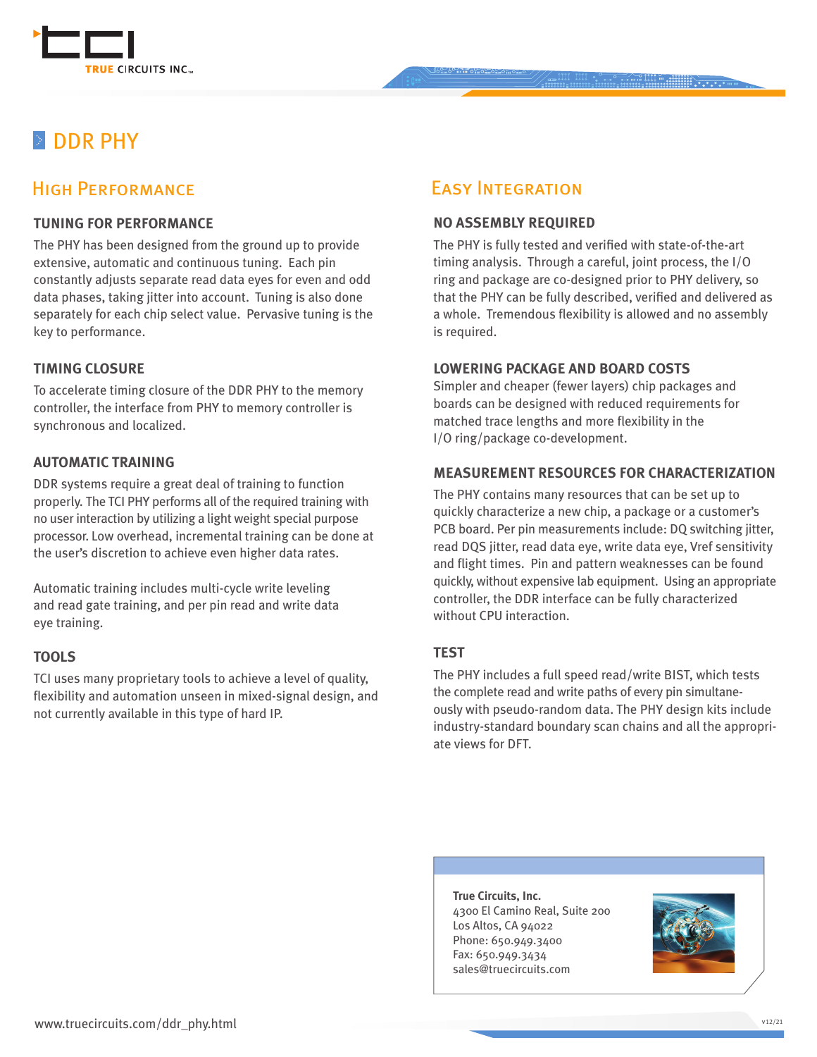# DDR PHY

## High Performance

### TUNING FOR PERFORMANCE

The PHY has been designed from the ground up to provide extensive, automatic and continuous tuning. Each pin constantly adjusts separate read data eyes for even and odd data phases, taking jitter into account. Tuning is also done separately for each chip select value. Pervasive tuning is the key to performance.

### TIMING CLOSURE

To accelerate timing closure of the DDR PHY to the memory controller, the interface from PHY to memory controller is synchronous and localized.

### AUTOMATIC TRAINING

DDR systems require a great deal of training to function properly. The TCI PHY performs all of the required training with no user interaction by utilizing a light weight special purpose processor. Low overhead, incremental training can be done at the user's discretion to achieve even higher data rates.

Automatic training includes multi-cycle write leveling and read gate training, and per pin read and write data eye training.

### TOOLS

TCI uses many proprietary tools to achieve a level of quality, flexibility and automation unseen in mixed-signal design, and not currently available in this type of hard IP.

## Easy Integration

### NO ASSEMBLY REQUIRED

The PHY is fully tested and verified with state-of-the-art timing analysis. Through a careful, joint process, the I/O ring and package are co-designed prior to PHY delivery, so that the PHY can be fully described, verified and delivered as a whole. Tremendous flexibility is allowed and no assembly is required.

### LOWERING PACKAGE AND BOARD COSTS

Simpler and cheaper (fewer layers) chip packages and boards can be designed with reduced requirements for matched trace lengths and more flexibility in the I/O ring/package co-development.

### MEASUREMENT RESOURCES FOR CHARACTERIZATION

The PHY contains many resources that can be set up to quickly characterize a new chip, a package or a customer's PCB board. Per pin measurements include: DQ switching jitter, read DQS jitter, read data eye, write data eye, Vref sensitivity and flight times. Pin and pattern weaknesses can be found quickly, without expensive lab equipment. Using an appropriate controller, the DDR interface can be fully characterized without CPU interaction.

### TEST

The PHY includes a full speed read/write BIST, which tests the complete read and write paths of every pin simultaneously with pseudo-random data. The PHY design kits include industry-standard boundary scan chains and all the appropriate views for DFT.

**True Circuits, Inc.**
4300 El Camino Real, Suite 200
Los Altos, CA 94022
Phone: 650.949.3400
Fax: 650.949.3434
sales@truecircuits.com

www.truecircuits.com/ddr_phy.html

v12/21